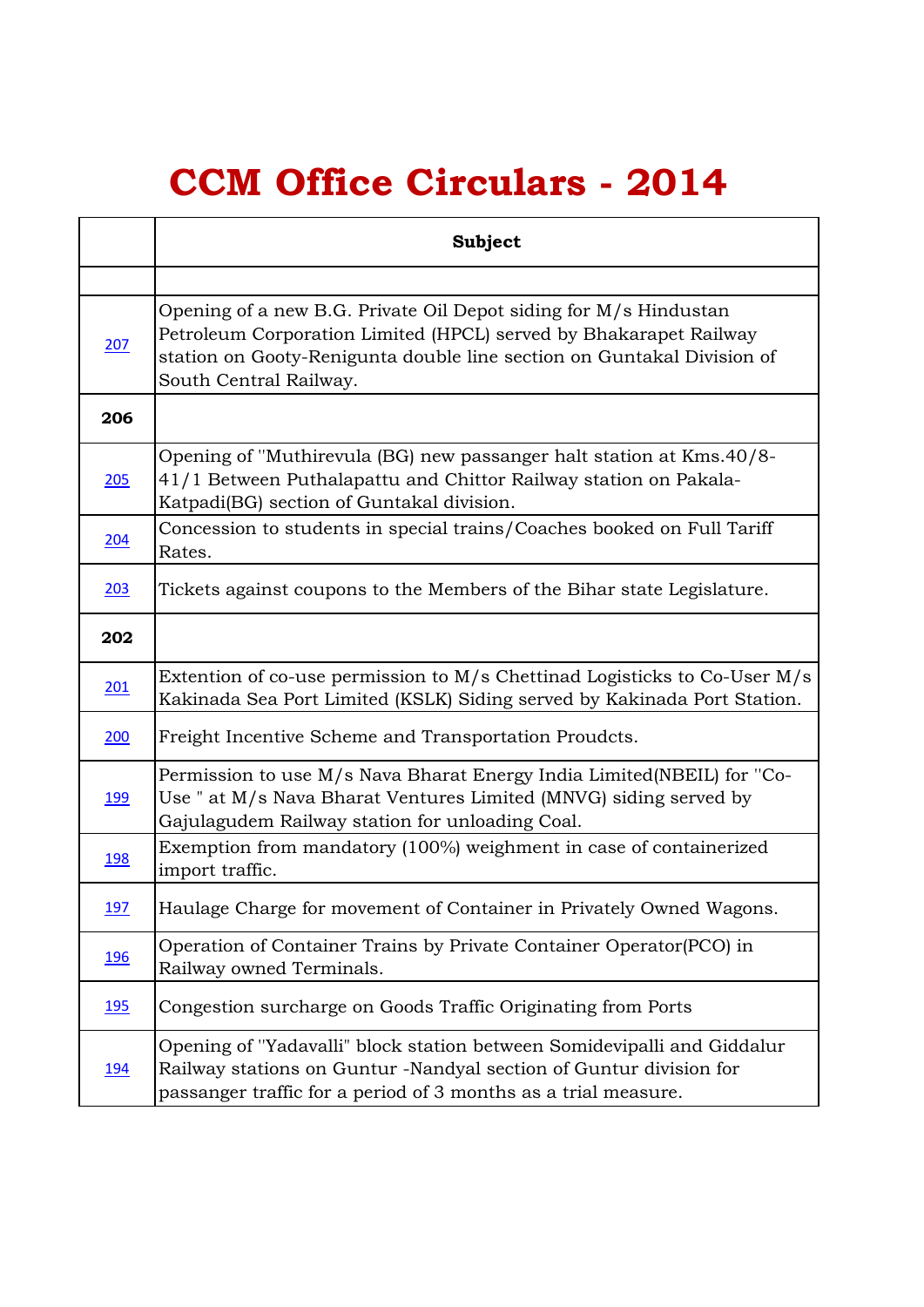# CCM Office Circulars - 2014

| | Subject |
|---|---|
| | |
| 207 | Opening of a new B.G. Private Oil Depot siding for M/s Hindustan Petroleum Corporation Limited (HPCL) served by Bhakarapet Railway station on Gooty-Renigunta double line section on Guntakal Division of South Central Railway. |
| **206** | |
| 205 | Opening of "Muthirevula (BG) new passanger halt station at Kms.40/8-41/1 Between Puthalapattu and Chittor Railway station on Pakala-Katpadi(BG) section of Guntakal division. |
| 204 | Concession to students in special trains/Coaches booked on Full Tariff Rates. |
| 203 | Tickets against coupons to the Members of the Bihar state Legislature. |
| **202** | |
| 201 | Extention of co-use permission to M/s Chettinad Logisticks to Co-User M/s Kakinada Sea Port Limited (KSLK) Siding served by Kakinada Port Station. |
| 200 | Freight Incentive Scheme and Transportation Proudcts. |
| 199 | Permission to use M/s Nava Bharat Energy India Limited(NBEIL) for "Co-Use " at M/s Nava Bharat Ventures Limited (MNVG) siding served by Gajulagudem Railway station for unloading Coal. |
| 198 | Exemption from mandatory (100%) weighment in case of containerized import traffic. |
| 197 | Haulage Charge for movement of Container in Privately Owned Wagons. |
| 196 | Operation of Container Trains by Private Container Operator(PCO) in Railway owned Terminals. |
| 195 | Congestion surcharge on Goods Traffic Originating from Ports |
| 194 | Opening of "Yadavalli" block station between Somidevipalli and Giddalur Railway stations on Guntur -Nandyal section of Guntur division for passanger traffic for a period of 3 months as a trial measure. |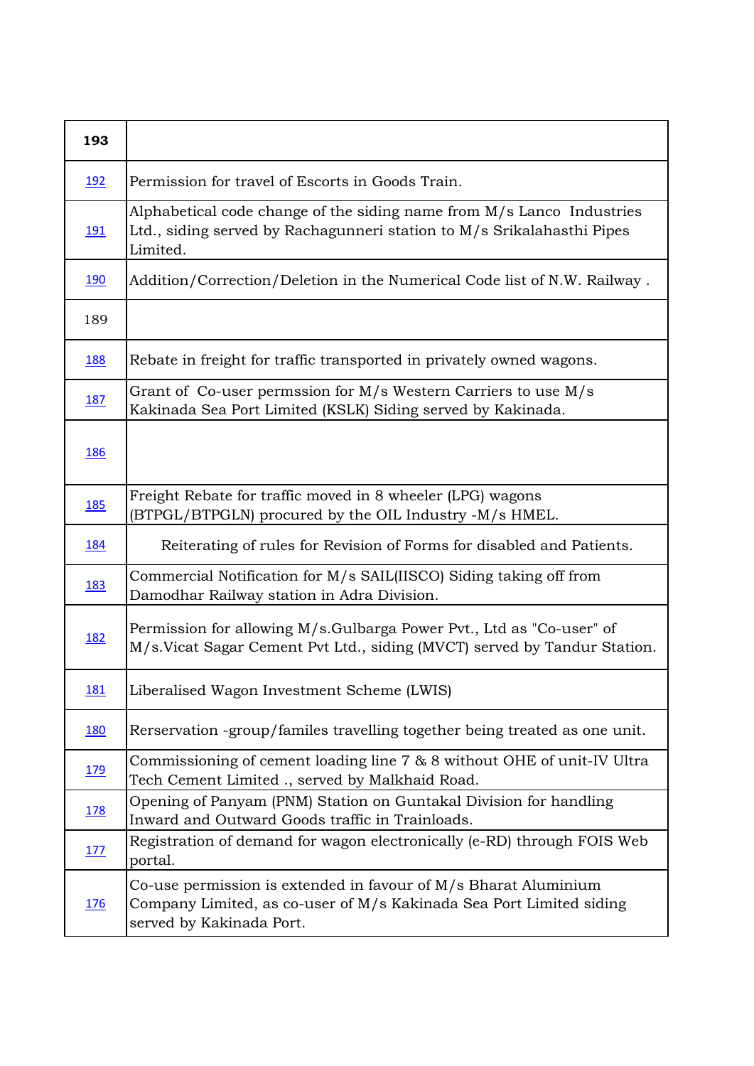| 193 | |
|---|---|
| 192 | Permission for travel of Escorts in Goods Train. |
| 191 | Alphabetical code change of the siding name from M/s Lanco Industries Ltd., siding served by Rachagunneri station to M/s Srikalahasthi Pipes Limited. |
| 190 | Addition/Correction/Deletion in the Numerical Code list of N.W. Railway . |
| 189 | |
| 188 | Rebate in freight for traffic transported in privately owned wagons. |
| 187 | Grant of Co-user permssion for M/s Western Carriers to use M/s Kakinada Sea Port Limited (KSLK) Siding served by Kakinada. |
| 186 | |
| 185 | Freight Rebate for traffic moved in 8 wheeler (LPG) wagons (BTPGL/BTPGLN) procured by the OIL Industry -M/s HMEL. |
| 184 | Reiterating of rules for Revision of Forms for disabled and Patients. |
| 183 | Commercial Notification for M/s SAIL(IISCO) Siding taking off from Damodhar Railway station in Adra Division. |
| 182 | Permission for allowing M/s.Gulbarga Power Pvt., Ltd as "Co-user" of M/s.Vicat Sagar Cement Pvt Ltd., siding (MVCT) served by Tandur Station. |
| 181 | Liberalised Wagon Investment Scheme (LWIS) |
| 180 | Rerservation -group/familes travelling together being treated as one unit. |
| 179 | Commissioning of cement loading line 7 & 8 without OHE of unit-IV Ultra Tech Cement Limited ., served by Malkhaid Road. |
| 178 | Opening of Panyam (PNM) Station on Guntakal Division for handling Inward and Outward Goods traffic in Trainloads. |
| 177 | Registration of demand for wagon electronically (e-RD) through FOIS Web portal. |
| 176 | Co-use permission is extended in favour of M/s Bharat Aluminium Company Limited, as co-user of M/s Kakinada Sea Port Limited siding served by Kakinada Port. |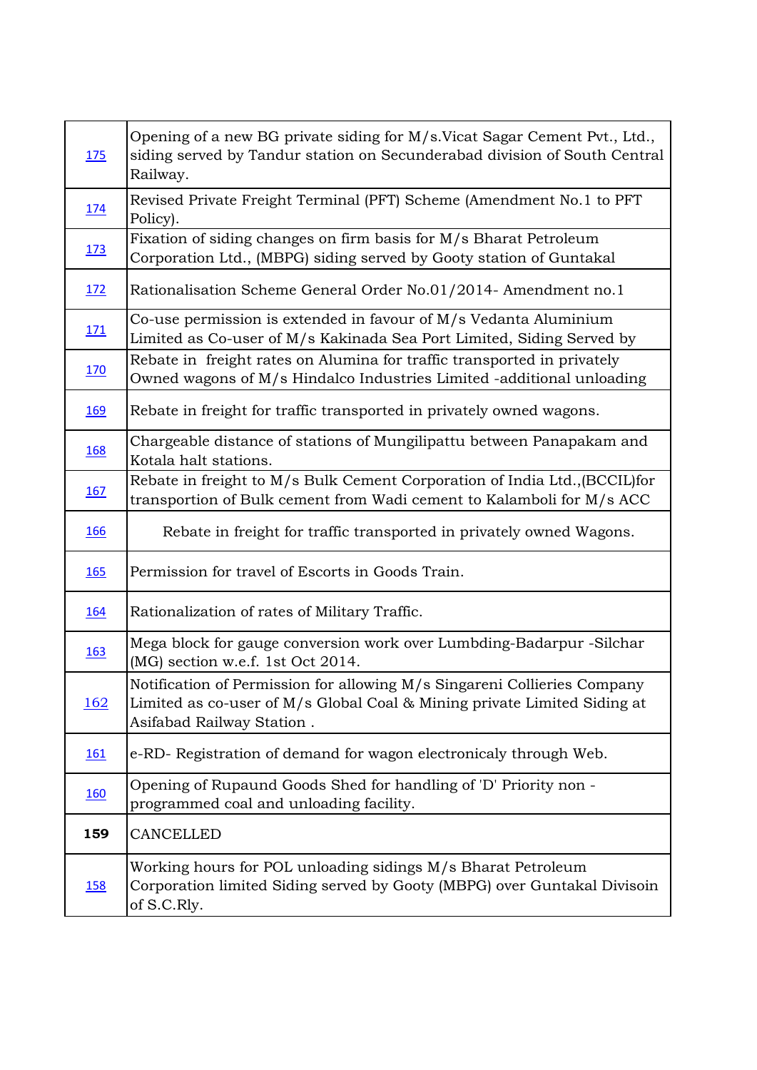| | |
|---|---|
| 175 | Opening of a new BG private siding for M/s.Vicat Sagar Cement Pvt., Ltd., siding served by Tandur station on Secunderabad division of South Central Railway. |
| 174 | Revised Private Freight Terminal (PFT) Scheme (Amendment No.1 to PFT Policy). |
| 173 | Fixation of siding changes on firm basis for M/s Bharat Petroleum Corporation Ltd., (MBPG) siding served by Gooty station of Guntakal |
| 172 | Rationalisation Scheme General Order No.01/2014- Amendment no.1 |
| 171 | Co-use permission is extended in favour of M/s Vedanta Aluminium Limited as Co-user of M/s Kakinada Sea Port Limited, Siding Served by |
| 170 | Rebate in freight rates on Alumina for traffic transported in privately Owned wagons of M/s Hindalco Industries Limited -additional unloading |
| 169 | Rebate in freight for traffic transported in privately owned wagons. |
| 168 | Chargeable distance of stations of Mungilipattu between Panapakam and Kotala halt stations. |
| 167 | Rebate in freight to M/s Bulk Cement Corporation of India Ltd.,(BCCIL)for transportion of Bulk cement from Wadi cement to Kalamboli for M/s ACC |
| 166 | Rebate in freight for traffic transported in privately owned Wagons. |
| 165 | Permission for travel of Escorts in Goods Train. |
| 164 | Rationalization of rates of Military Traffic. |
| 163 | Mega block for gauge conversion work over Lumbding-Badarpur -Silchar (MG) section w.e.f. 1st Oct 2014. |
| 162 | Notification of Permission for allowing M/s Singareni Collieries Company Limited as co-user of M/s Global Coal & Mining private Limited Siding at Asifabad Railway Station . |
| 161 | e-RD- Registration of demand for wagon electronicaly through Web. |
| 160 | Opening of Rupaund Goods Shed for handling of 'D' Priority non - programmed coal and unloading facility. |
| **159** | CANCELLED |
| 158 | Working hours for POL unloading sidings M/s Bharat Petroleum Corporation limited Siding served by Gooty (MBPG) over Guntakal Divisoin of S.C.Rly. |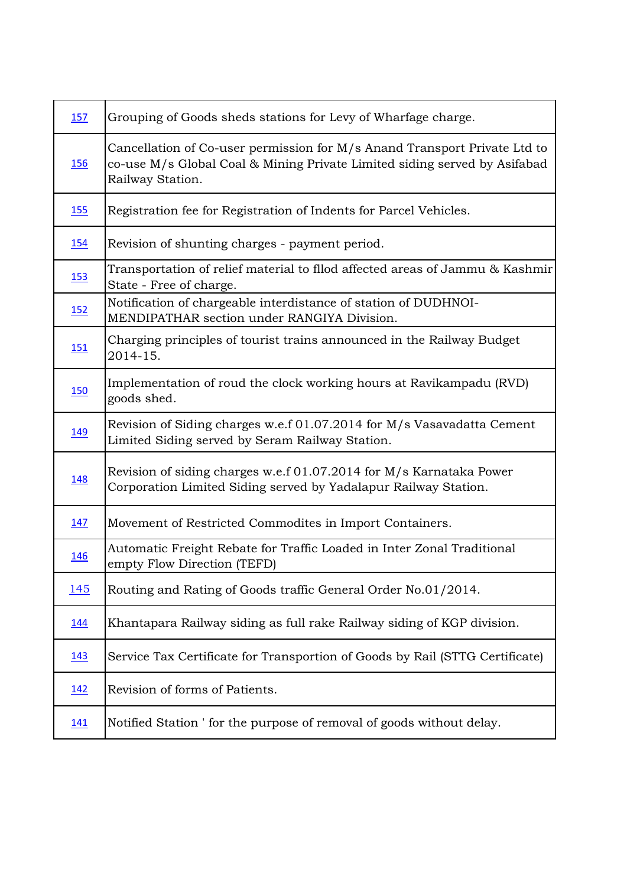| | |
|---|---|
| 157 | Grouping of Goods sheds stations for Levy of Wharfage charge. |
| 156 | Cancellation of Co-user permission for M/s Anand Transport Private Ltd to co-use M/s Global Coal & Mining Private Limited siding served by Asifabad Railway Station. |
| 155 | Registration fee for Registration of Indents for Parcel Vehicles. |
| 154 | Revision of shunting charges - payment period. |
| 153 | Transportation of relief material to fllod affected areas of Jammu & Kashmir State - Free of charge. |
| 152 | Notification of chargeable interdistance of station of DUDHNOI-MENDIPATHAR section under RANGIYA Division. |
| 151 | Charging principles of tourist trains announced in the Railway Budget 2014-15. |
| 150 | Implementation of roud the clock working hours at Ravikampadu (RVD) goods shed. |
| 149 | Revision of Siding charges w.e.f 01.07.2014 for M/s Vasavadatta Cement Limited Siding served by Seram Railway Station. |
| 148 | Revision of siding charges w.e.f 01.07.2014 for M/s Karnataka Power Corporation Limited Siding served by Yadalapur Railway Station. |
| 147 | Movement of Restricted Commodites in Import Containers. |
| 146 | Automatic Freight Rebate for Traffic Loaded in Inter Zonal Traditional empty Flow Direction (TEFD) |
| 145 | Routing and Rating of Goods traffic General Order No.01/2014. |
| 144 | Khantapara Railway siding as full rake Railway siding of KGP division. |
| 143 | Service Tax Certificate for Transportion of Goods by Rail (STTG Certificate) |
| 142 | Revision of forms of Patients. |
| 141 | Notified Station ' for the purpose of removal of goods without delay. |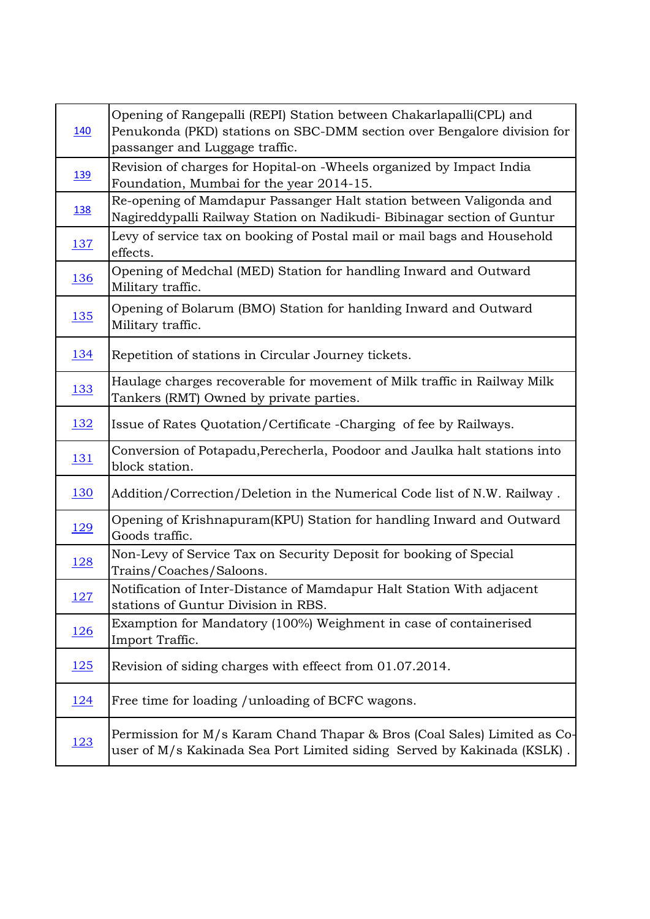| | |
|---|---|
| 140 | Opening of Rangepalli (REPI) Station between Chakarlapalli(CPL) and Penukonda (PKD) stations on SBC-DMM section over Bengalore division for passanger and Luggage traffic. |
| 139 | Revision of charges for Hopital-on -Wheels organized by Impact India Foundation, Mumbai for the year 2014-15. |
| 138 | Re-opening of Mamdapur Passanger Halt station between Valigonda and Nagireddypalli Railway Station on Nadikudi- Bibinagar section of Guntur |
| 137 | Levy of service tax on booking of Postal mail or mail bags and Household effects. |
| 136 | Opening of Medchal (MED) Station for handling Inward and Outward Military traffic. |
| 135 | Opening of Bolarum (BMO) Station for hanlding Inward and Outward Military traffic. |
| 134 | Repetition of stations in Circular Journey tickets. |
| 133 | Haulage charges recoverable for movement of Milk traffic in Railway Milk Tankers (RMT) Owned by private parties. |
| 132 | Issue of Rates Quotation/Certificate -Charging of fee by Railways. |
| 131 | Conversion of Potapadu,Perecherla, Poodoor and Jaulka halt stations into block station. |
| 130 | Addition/Correction/Deletion in the Numerical Code list of N.W. Railway . |
| 129 | Opening of Krishnapuram(KPU) Station for handling Inward and Outward Goods traffic. |
| 128 | Non-Levy of Service Tax on Security Deposit for booking of Special Trains/Coaches/Saloons. |
| 127 | Notification of Inter-Distance of Mamdapur Halt Station With adjacent stations of Guntur Division in RBS. |
| 126 | Examption for Mandatory (100%) Weighment in case of containerised Import Traffic. |
| 125 | Revision of siding charges with effeect from 01.07.2014. |
| 124 | Free time for loading /unloading of BCFC wagons. |
| 123 | Permission for M/s Karam Chand Thapar & Bros (Coal Sales) Limited as Co-user of M/s Kakinada Sea Port Limited siding Served by Kakinada (KSLK) . |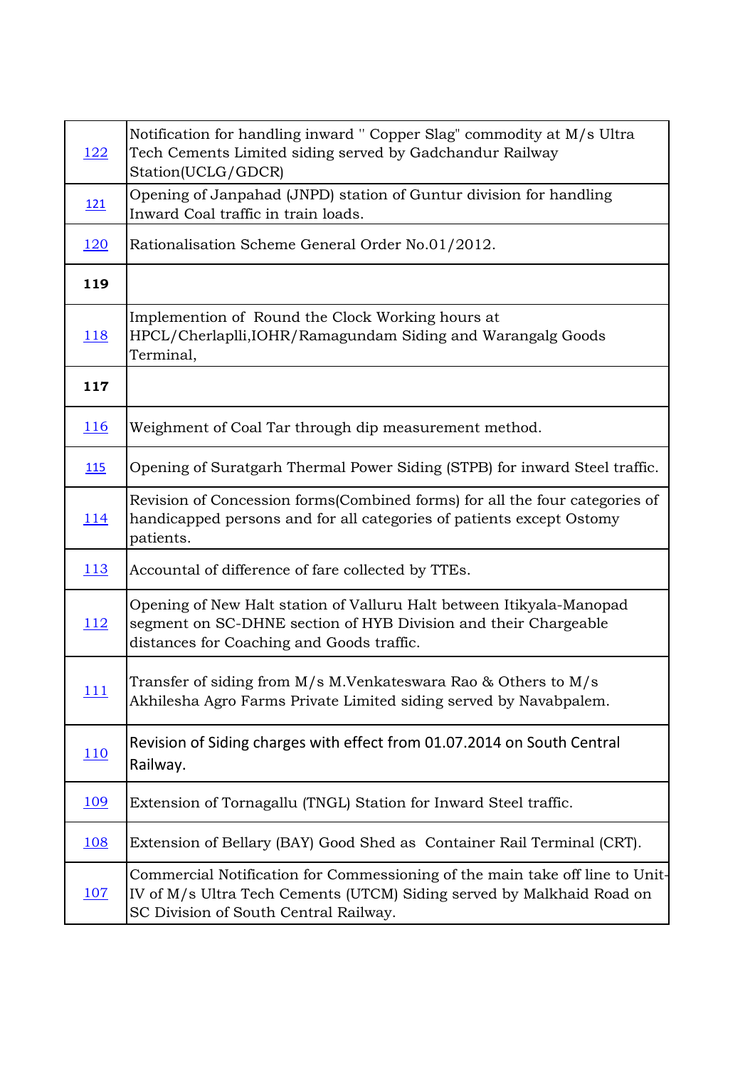| | |
|---|---|
| 122 | Notification for handling inward " Copper Slag" commodity at M/s Ultra Tech Cements Limited siding served by Gadchandur Railway Station(UCLG/GDCR) |
| 121 | Opening of Janpahad (JNPD) station of Guntur division for handling Inward Coal traffic in train loads. |
| 120 | Rationalisation Scheme General Order No.01/2012. |
| **119** | |
| 118 | Implemention of Round the Clock Working hours at HPCL/Cherlaplli,IOHR/Ramagundam Siding and Warangalg Goods Terminal, |
| **117** | |
| 116 | Weighment of Coal Tar through dip measurement method. |
| 115 | Opening of Suratgarh Thermal Power Siding (STPB) for inward Steel traffic. |
| 114 | Revision of Concession forms(Combined forms) for all the four categories of handicapped persons and for all categories of patients except Ostomy patients. |
| 113 | Accountal of difference of fare collected by TTEs. |
| 112 | Opening of New Halt station of Valluru Halt between Itikyala-Manopad segment on SC-DHNE section of HYB Division and their Chargeable distances for Coaching and Goods traffic. |
| 111 | Transfer of siding from M/s M.Venkateswara Rao & Others to M/s Akhilesha Agro Farms Private Limited siding served by Navabpalem. |
| 110 | Revision of Siding charges with effect from 01.07.2014 on South Central Railway. |
| 109 | Extension of Tornagallu (TNGL) Station for Inward Steel traffic. |
| 108 | Extension of Bellary (BAY) Good Shed as Container Rail Terminal (CRT). |
| 107 | Commercial Notification for Commessioning of the main take off line to Unit-IV of M/s Ultra Tech Cements (UTCM) Siding served by Malkhaid Road on SC Division of South Central Railway. |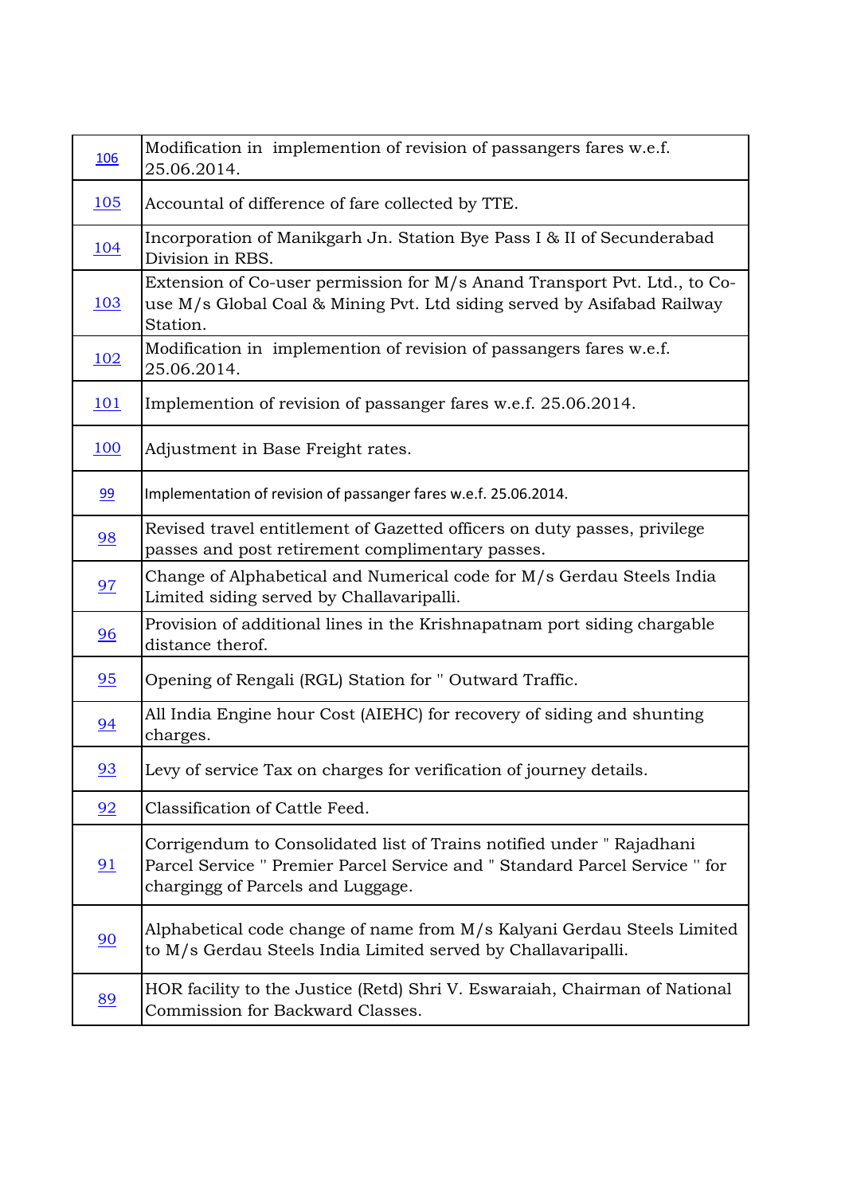| | |
|---|---|
| 106 | Modification in implemention of revision of passangers fares w.e.f. 25.06.2014. |
| 105 | Accountal of difference of fare collected by TTE. |
| 104 | Incorporation of Manikgarh Jn. Station Bye Pass I & II of Secunderabad Division in RBS. |
| 103 | Extension of Co-user permission for M/s Anand Transport Pvt. Ltd., to Co-use M/s Global Coal & Mining Pvt. Ltd siding served by Asifabad Railway Station. |
| 102 | Modification in implemention of revision of passangers fares w.e.f. 25.06.2014. |
| 101 | Implemention of revision of passanger fares w.e.f. 25.06.2014. |
| 100 | Adjustment in Base Freight rates. |
| 99 | Implementation of revision of passanger fares w.e.f. 25.06.2014. |
| 98 | Revised travel entitlement of Gazetted officers on duty passes, privilege passes and post retirement complimentary passes. |
| 97 | Change of Alphabetical and Numerical code for M/s Gerdau Steels India Limited siding served by Challavaripalli. |
| 96 | Provision of additional lines in the Krishnapatnam port siding chargable distance therof. |
| 95 | Opening of Rengali (RGL) Station for " Outward Traffic. |
| 94 | All India Engine hour Cost (AIEHC) for recovery of siding and shunting charges. |
| 93 | Levy of service Tax on charges for verification of journey details. |
| 92 | Classification of Cattle Feed. |
| 91 | Corrigendum to Consolidated list of Trains notified under " Rajadhani Parcel Service " Premier Parcel Service and " Standard Parcel Service " for chargingg of Parcels and Luggage. |
| 90 | Alphabetical code change of name from M/s Kalyani Gerdau Steels Limited to M/s Gerdau Steels India Limited served by Challavaripalli. |
| 89 | HOR facility to the Justice (Retd) Shri V. Eswaraiah, Chairman of National Commission for Backward Classes. |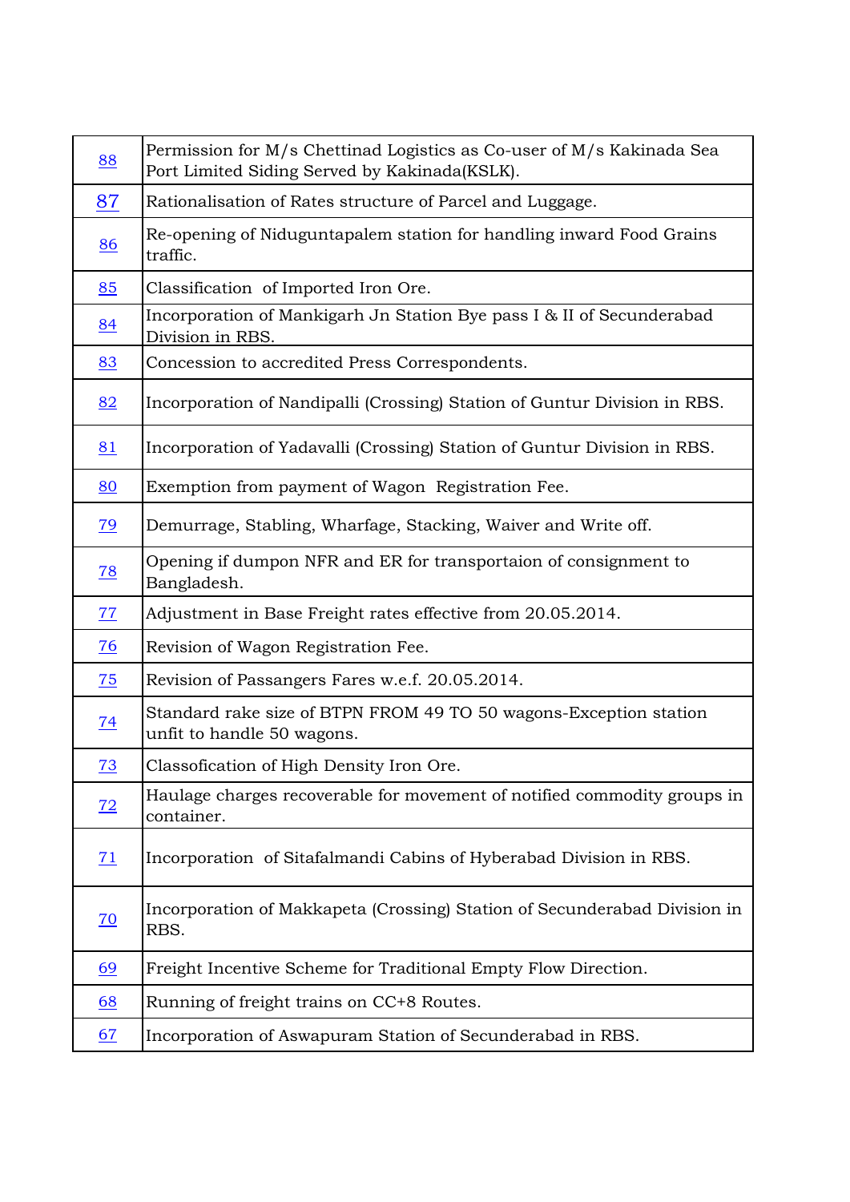| | |
|---|---|
| 88 | Permission for M/s Chettinad Logistics as Co-user of M/s Kakinada Sea Port Limited Siding Served by Kakinada(KSLK). |
| 87 | Rationalisation of Rates structure of Parcel and Luggage. |
| 86 | Re-opening of Niduguntapalem station for handling inward Food Grains traffic. |
| 85 | Classification of Imported Iron Ore. |
| 84 | Incorporation of Mankigarh Jn Station Bye pass I & II of Secunderabad Division in RBS. |
| 83 | Concession to accredited Press Correspondents. |
| 82 | Incorporation of Nandipalli (Crossing) Station of Guntur Division in RBS. |
| 81 | Incorporation of Yadavalli (Crossing) Station of Guntur Division in RBS. |
| 80 | Exemption from payment of Wagon Registration Fee. |
| 79 | Demurrage, Stabling, Wharfage, Stacking, Waiver and Write off. |
| 78 | Opening if dumpon NFR and ER for transportaion of consignment to Bangladesh. |
| 77 | Adjustment in Base Freight rates effective from 20.05.2014. |
| 76 | Revision of Wagon Registration Fee. |
| 75 | Revision of Passangers Fares w.e.f. 20.05.2014. |
| 74 | Standard rake size of BTPN FROM 49 TO 50 wagons-Exception station unfit to handle 50 wagons. |
| 73 | Classofication of High Density Iron Ore. |
| 72 | Haulage charges recoverable for movement of notified commodity groups in container. |
| 71 | Incorporation of Sitafalmandi Cabins of Hyberabad Division in RBS. |
| 70 | Incorporation of Makkapeta (Crossing) Station of Secunderabad Division in RBS. |
| 69 | Freight Incentive Scheme for Traditional Empty Flow Direction. |
| 68 | Running of freight trains on CC+8 Routes. |
| 67 | Incorporation of Aswapuram Station of Secunderabad in RBS. |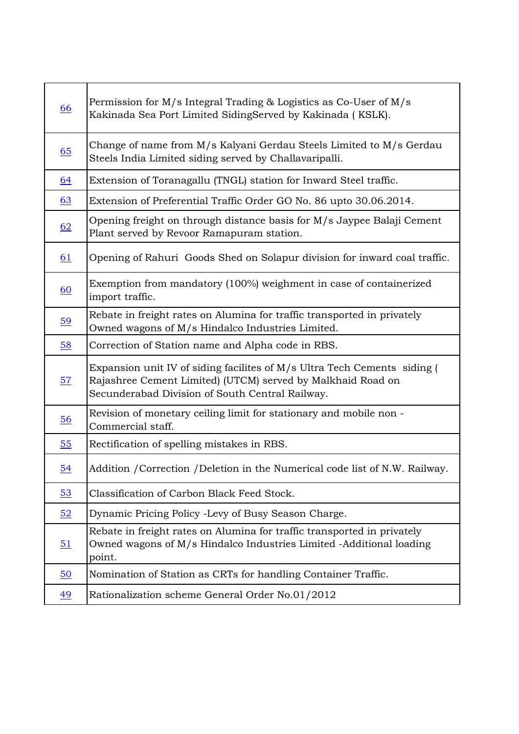| | |
|---|---|
| 66 | Permission for M/s Integral Trading & Logistics as Co-User of M/s Kakinada Sea Port Limited SidingServed by Kakinada ( KSLK). |
| 65 | Change of name from M/s Kalyani Gerdau Steels Limited to M/s Gerdau Steels India Limited siding served by Challavaripalli. |
| 64 | Extension of Toranagallu (TNGL) station for Inward Steel traffic. |
| 63 | Extension of Preferential Traffic Order GO No. 86 upto 30.06.2014. |
| 62 | Opening freight on through distance basis for M/s Jaypee Balaji Cement Plant served by Revoor Ramapuram station. |
| 61 | Opening of Rahuri Goods Shed on Solapur division for inward coal traffic. |
| 60 | Exemption from mandatory (100%) weighment in case of containerized import traffic. |
| 59 | Rebate in freight rates on Alumina for traffic transported in privately Owned wagons of M/s Hindalco Industries Limited. |
| 58 | Correction of Station name and Alpha code in RBS. |
| 57 | Expansion unit IV of siding facilites of M/s Ultra Tech Cements siding ( Rajashree Cement Limited) (UTCM) served by Malkhaid Road on Secunderabad Division of South Central Railway. |
| 56 | Revision of monetary ceiling limit for stationary and mobile non - Commercial staff. |
| 55 | Rectification of spelling mistakes in RBS. |
| 54 | Addition /Correction /Deletion in the Numerical code list of N.W. Railway. |
| 53 | Classification of Carbon Black Feed Stock. |
| 52 | Dynamic Pricing Policy -Levy of Busy Season Charge. |
| 51 | Rebate in freight rates on Alumina for traffic transported in privately Owned wagons of M/s Hindalco Industries Limited -Additional loading point. |
| 50 | Nomination of Station as CRTs for handling Container Traffic. |
| 49 | Rationalization scheme General Order No.01/2012 |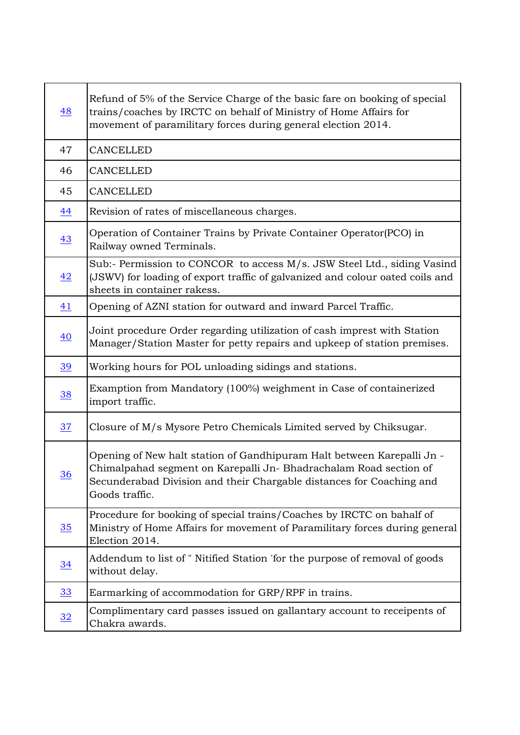| | |
|---|---|
| 48 | Refund of 5% of the Service Charge of the basic fare on booking of special trains/coaches by IRCTC on behalf of Ministry of Home Affairs for movement of paramilitary forces during general election 2014. |
| 47 | CANCELLED |
| 46 | CANCELLED |
| 45 | CANCELLED |
| 44 | Revision of rates of miscellaneous charges. |
| 43 | Operation of Container Trains by Private Container Operator(PCO) in Railway owned Terminals. |
| 42 | Sub:- Permission to CONCOR to access M/s. JSW Steel Ltd., siding Vasind (JSWV) for loading of export traffic of galvanized and colour oated coils and sheets in container rakess. |
| 41 | Opening of AZNI station for outward and inward Parcel Traffic. |
| 40 | Joint procedure Order regarding utilization of cash imprest with Station Manager/Station Master for petty repairs and upkeep of station premises. |
| 39 | Working hours for POL unloading sidings and stations. |
| 38 | Examption from Mandatory (100%) weighment in Case of containerized import traffic. |
| 37 | Closure of M/s Mysore Petro Chemicals Limited served by Chiksugar. |
| 36 | Opening of New halt station of Gandhipuram Halt between Karepalli Jn - Chimalpahad segment on Karepalli Jn- Bhadrachalam Road section of Secunderabad Division and their Chargable distances for Coaching and Goods traffic. |
| 35 | Procedure for booking of special trains/Coaches by IRCTC on bahalf of Ministry of Home Affairs for movement of Paramilitary forces during general Election 2014. |
| 34 | Addendum to list of " Nitified Station 'for the purpose of removal of goods without delay. |
| 33 | Earmarking of accommodation for GRP/RPF in trains. |
| 32 | Complimentary card passes issued on gallantary account to receipents of Chakra awards. |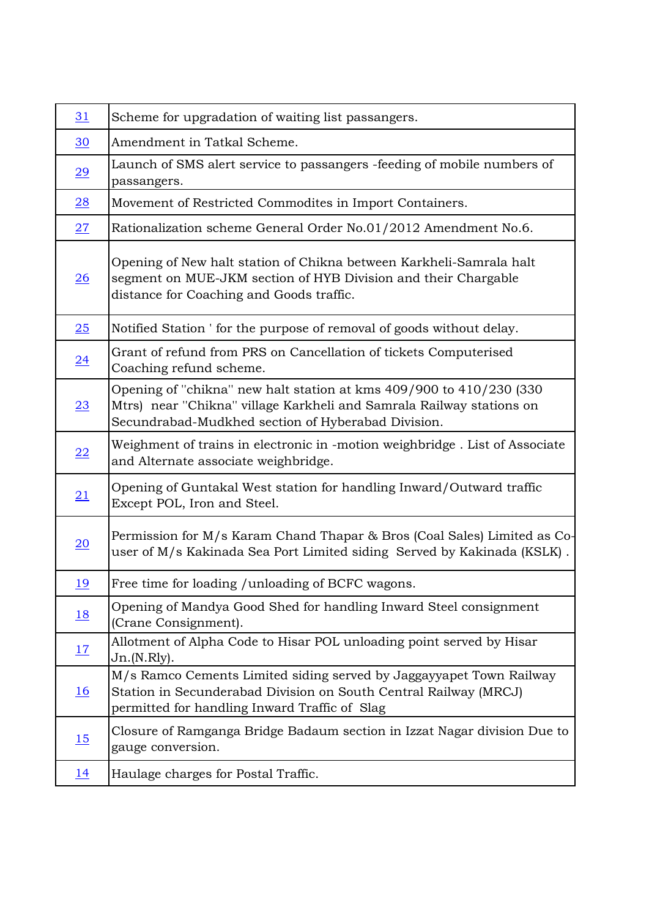| | |
|---|---|
| 31 | Scheme for upgradation of waiting list passangers. |
| 30 | Amendment in Tatkal Scheme. |
| 29 | Launch of SMS alert service to passangers -feeding of mobile numbers of passangers. |
| 28 | Movement of Restricted Commodites in Import Containers. |
| 27 | Rationalization scheme General Order No.01/2012 Amendment No.6. |
| 26 | Opening of New halt station of Chikna between Karkheli-Samrala halt segment on MUE-JKM section of HYB Division and their Chargable distance for Coaching and Goods traffic. |
| 25 | Notified Station ' for the purpose of removal of goods without delay. |
| 24 | Grant of refund from PRS on Cancellation of tickets Computerised Coaching refund scheme. |
| 23 | Opening of "chikna" new halt station at kms 409/900 to 410/230 (330 Mtrs) near "Chikna" village Karkheli and Samrala Railway stations on Secundrabad-Mudkhed section of Hyberabad Division. |
| 22 | Weighment of trains in electronic in -motion weighbridge . List of Associate and Alternate associate weighbridge. |
| 21 | Opening of Guntakal West station for handling Inward/Outward traffic Except POL, Iron and Steel. |
| 20 | Permission for M/s Karam Chand Thapar & Bros (Coal Sales) Limited as Co-user of M/s Kakinada Sea Port Limited siding Served by Kakinada (KSLK) . |
| 19 | Free time for loading /unloading of BCFC wagons. |
| 18 | Opening of Mandya Good Shed for handling Inward Steel consignment (Crane Consignment). |
| 17 | Allotment of Alpha Code to Hisar POL unloading point served by Hisar Jn.(N.Rly). |
| 16 | M/s Ramco Cements Limited siding served by Jaggayyapet Town Railway Station in Secunderabad Division on South Central Railway (MRCJ) permitted for handling Inward Traffic of Slag |
| 15 | Closure of Ramganga Bridge Badaum section in Izzat Nagar division Due to gauge conversion. |
| 14 | Haulage charges for Postal Traffic. |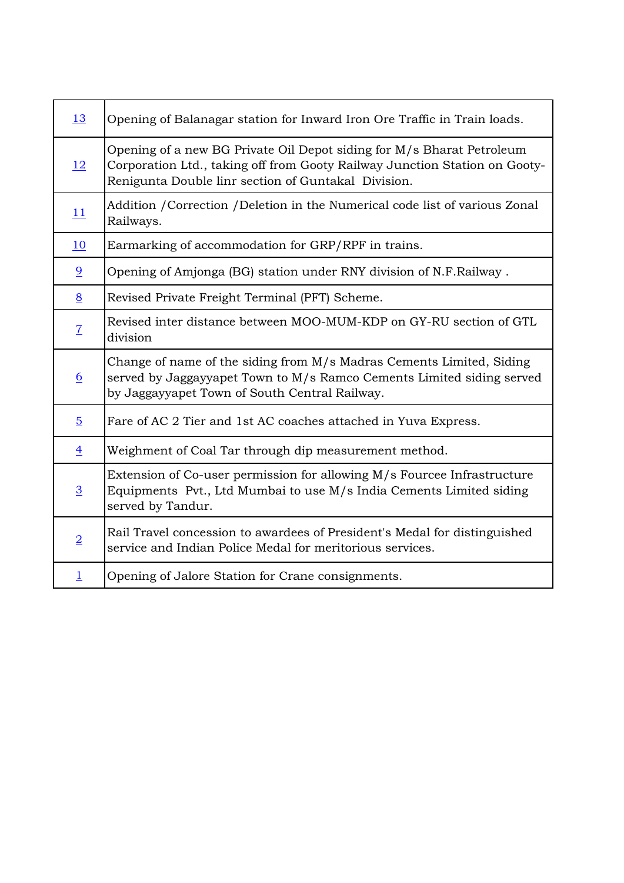| | |
|---|---|
| 13 | Opening of Balanagar station for Inward Iron Ore Traffic in Train loads. |
| 12 | Opening of a new BG Private Oil Depot siding for M/s Bharat Petroleum Corporation Ltd., taking off from Gooty Railway Junction Station on Gooty-Renigunta Double linr section of Guntakal Division. |
| 11 | Addition /Correction /Deletion in the Numerical code list of various Zonal Railways. |
| 10 | Earmarking of accommodation for GRP/RPF in trains. |
| 9 | Opening of Amjonga (BG) station under RNY division of N.F.Railway . |
| 8 | Revised Private Freight Terminal (PFT) Scheme. |
| 7 | Revised inter distance between MOO-MUM-KDP on GY-RU section of GTL division |
| 6 | Change of name of the siding from M/s Madras Cements Limited, Siding served by Jaggayyapet Town to M/s Ramco Cements Limited siding served by Jaggayyapet Town of South Central Railway. |
| 5 | Fare of AC 2 Tier and 1st AC coaches attached in Yuva Express. |
| 4 | Weighment of Coal Tar through dip measurement method. |
| 3 | Extension of Co-user permission for allowing M/s Fourcee Infrastructure Equipments Pvt., Ltd Mumbai to use M/s India Cements Limited siding served by Tandur. |
| 2 | Rail Travel concession to awardees of President's Medal for distinguished service and Indian Police Medal for meritorious services. |
| 1 | Opening of Jalore Station for Crane consignments. |